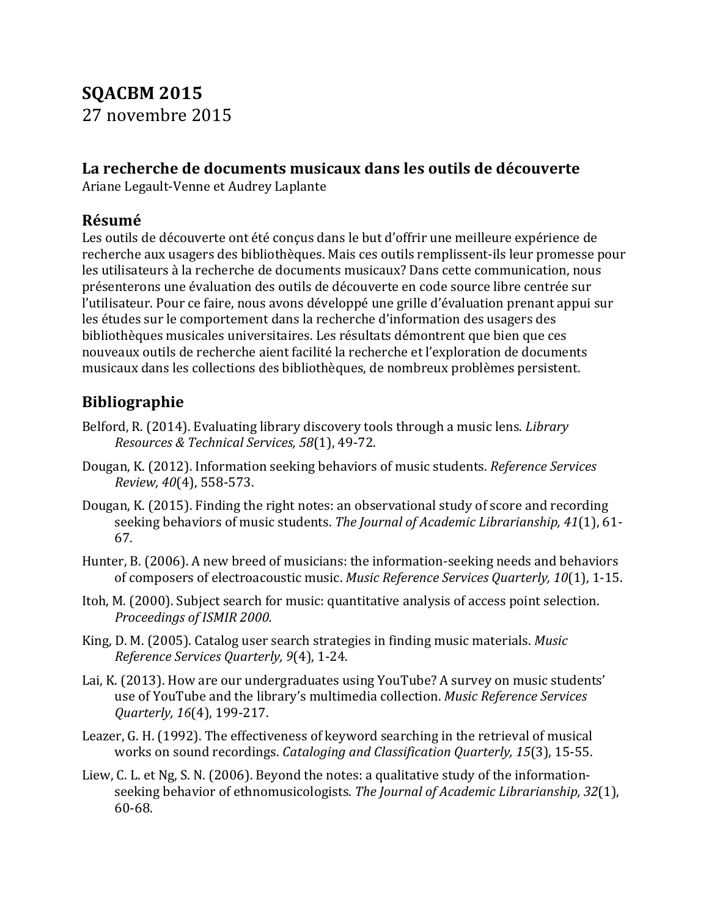# SQACBM 2015

27 novembre 2015

## La recherche de documents musicaux dans les outils de découverte

Ariane Legault-Venne et Audrey Laplante

## Résumé

Les outils de découverte ont été conçus dans le but d'offrir une meilleure expérience de recherche aux usagers des bibliothèques. Mais ces outils remplissent-ils leur promesse pour les utilisateurs à la recherche de documents musicaux? Dans cette communication, nous présenterons une évaluation des outils de découverte en code source libre centrée sur l'utilisateur. Pour ce faire, nous avons développé une grille d'évaluation prenant appui sur les études sur le comportement dans la recherche d'information des usagers des bibliothèques musicales universitaires. Les résultats démontrent que bien que ces nouveaux outils de recherche aient facilité la recherche et l'exploration de documents musicaux dans les collections des bibliothèques, de nombreux problèmes persistent.

## Bibliographie

Belford, R. (2014). Evaluating library discovery tools through a music lens. *Library Resources & Technical Services, 58*(1), 49-72.

Dougan, K. (2012). Information seeking behaviors of music students. *Reference Services Review, 40*(4), 558-573.

Dougan, K. (2015). Finding the right notes: an observational study of score and recording seeking behaviors of music students. *The Journal of Academic Librarianship, 41*(1), 61-67.

Hunter, B. (2006). A new breed of musicians: the information-seeking needs and behaviors of composers of electroacoustic music. *Music Reference Services Quarterly, 10*(1), 1-15.

Itoh, M. (2000). Subject search for music: quantitative analysis of access point selection. *Proceedings of ISMIR 2000.*

King, D. M. (2005). Catalog user search strategies in finding music materials. *Music Reference Services Quarterly, 9*(4), 1-24.

Lai, K. (2013). How are our undergraduates using YouTube? A survey on music students' use of YouTube and the library's multimedia collection. *Music Reference Services Quarterly, 16*(4), 199-217.

Leazer, G. H. (1992). The effectiveness of keyword searching in the retrieval of musical works on sound recordings. *Cataloging and Classification Quarterly, 15*(3), 15-55.

Liew, C. L. et Ng, S. N. (2006). Beyond the notes: a qualitative study of the information-seeking behavior of ethnomusicologists. *The Journal of Academic Librarianship, 32*(1), 60-68.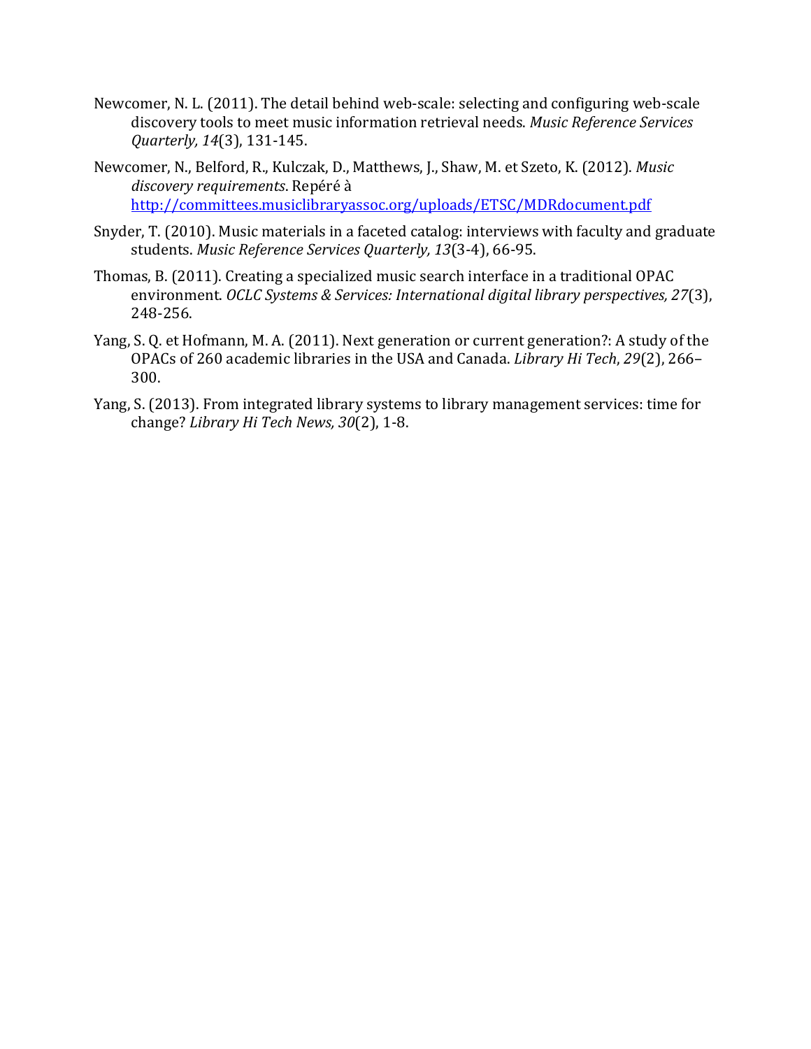Newcomer, N. L. (2011). The detail behind web-scale: selecting and configuring web-scale discovery tools to meet music information retrieval needs. *Music Reference Services Quarterly, 14*(3), 131-145.

Newcomer, N., Belford, R., Kulczak, D., Matthews, J., Shaw, M. et Szeto, K. (2012). *Music discovery requirements*. Repéré à http://committees.musiclibraryassoc.org/uploads/ETSC/MDRdocument.pdf

Snyder, T. (2010). Music materials in a faceted catalog: interviews with faculty and graduate students. *Music Reference Services Quarterly, 13*(3-4), 66-95.

Thomas, B. (2011). Creating a specialized music search interface in a traditional OPAC environment. *OCLC Systems & Services: International digital library perspectives, 27*(3), 248-256.

Yang, S. Q. et Hofmann, M. A. (2011). Next generation or current generation?: A study of the OPACs of 260 academic libraries in the USA and Canada. *Library Hi Tech*, *29*(2), 266–300.

Yang, S. (2013). From integrated library systems to library management services: time for change? *Library Hi Tech News, 30*(2), 1-8.